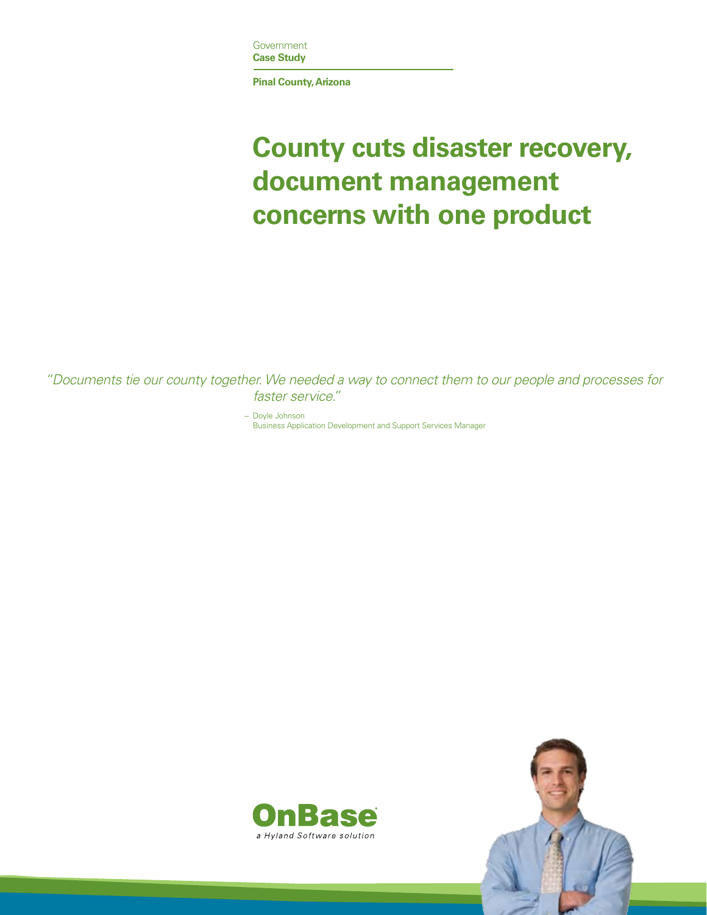Government
**Case Study**

**Pinal County, Arizona**

# County cuts disaster recovery, document management concerns with one product

*"Documents tie our county together. We needed a way to connect them to our people and processes for faster service."*

– Doyle Johnson
Business Application Development and Support Services Manager

OnBase
a Hyland Software solution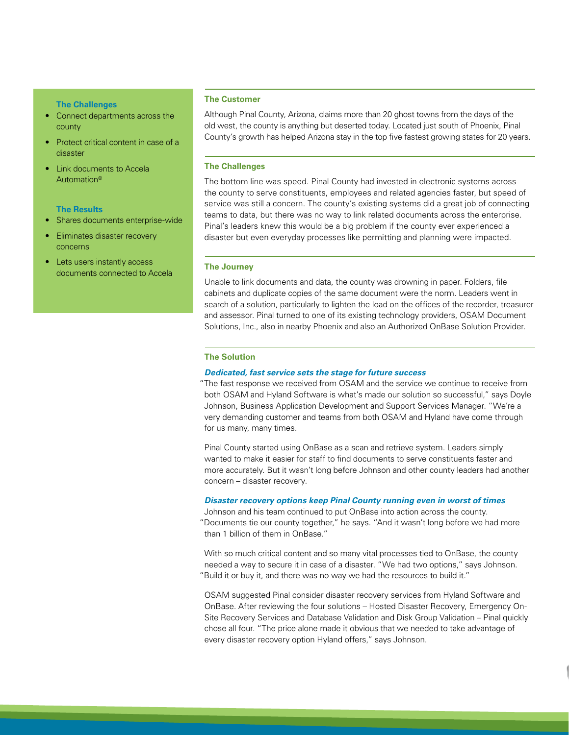### The Challenges

- Connect departments across the county
- Protect critical content in case of a disaster
- Link documents to Accela Automation®

### The Results

- Shares documents enterprise-wide
- Eliminates disaster recovery concerns
- Lets users instantly access documents connected to Accela

## The Customer

Although Pinal County, Arizona, claims more than 20 ghost towns from the days of the old west, the county is anything but deserted today. Located just south of Phoenix, Pinal County's growth has helped Arizona stay in the top five fastest growing states for 20 years.

## The Challenges

The bottom line was speed. Pinal County had invested in electronic systems across the county to serve constituents, employees and related agencies faster, but speed of service was still a concern. The county's existing systems did a great job of connecting teams to data, but there was no way to link related documents across the enterprise. Pinal's leaders knew this would be a big problem if the county ever experienced a disaster but even everyday processes like permitting and planning were impacted.

## The Journey

Unable to link documents and data, the county was drowning in paper. Folders, file cabinets and duplicate copies of the same document were the norm. Leaders went in search of a solution, particularly to lighten the load on the offices of the recorder, treasurer and assessor. Pinal turned to one of its existing technology providers, OSAM Document Solutions, Inc., also in nearby Phoenix and also an Authorized OnBase Solution Provider.

## The Solution

### *Dedicated, fast service sets the stage for future success*

"The fast response we received from OSAM and the service we continue to receive from both OSAM and Hyland Software is what's made our solution so successful," says Doyle Johnson, Business Application Development and Support Services Manager. "We're a very demanding customer and teams from both OSAM and Hyland have come through for us many, many times.

Pinal County started using OnBase as a scan and retrieve system. Leaders simply wanted to make it easier for staff to find documents to serve constituents faster and more accurately. But it wasn't long before Johnson and other county leaders had another concern – disaster recovery.

### *Disaster recovery options keep Pinal County running even in worst of times*

Johnson and his team continued to put OnBase into action across the county. "Documents tie our county together," he says. "And it wasn't long before we had more than 1 billion of them in OnBase."

With so much critical content and so many vital processes tied to OnBase, the county needed a way to secure it in case of a disaster. "We had two options," says Johnson. "Build it or buy it, and there was no way we had the resources to build it."

OSAM suggested Pinal consider disaster recovery services from Hyland Software and OnBase. After reviewing the four solutions – Hosted Disaster Recovery, Emergency On-Site Recovery Services and Database Validation and Disk Group Validation – Pinal quickly chose all four. "The price alone made it obvious that we needed to take advantage of every disaster recovery option Hyland offers," says Johnson.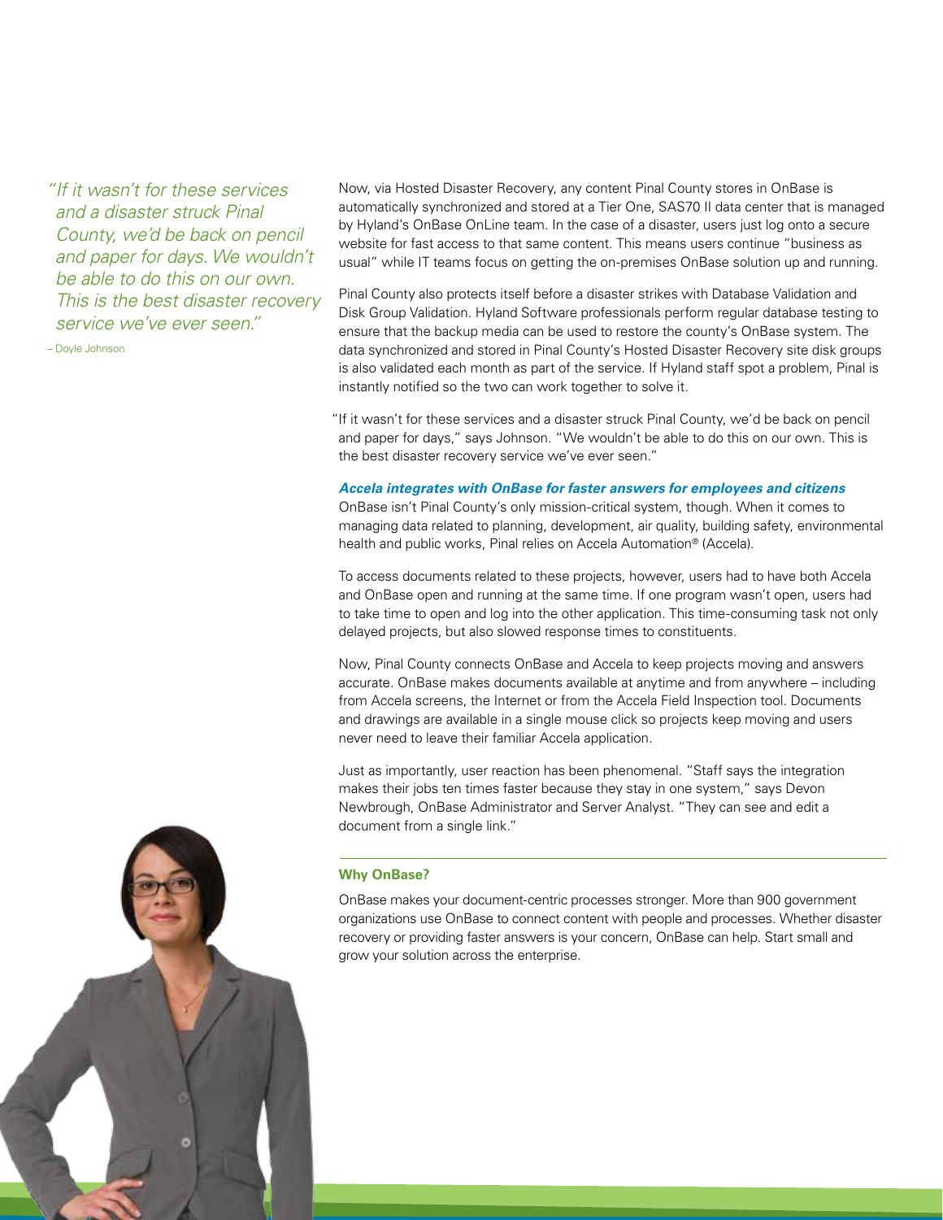> *"If it wasn't for these services and a disaster struck Pinal County, we'd be back on pencil and paper for days. We wouldn't be able to do this on our own. This is the best disaster recovery service we've ever seen."*
>
> – Doyle Johnson

Now, via Hosted Disaster Recovery, any content Pinal County stores in OnBase is automatically synchronized and stored at a Tier One, SAS70 II data center that is managed by Hyland's OnBase OnLine team. In the case of a disaster, users just log onto a secure website for fast access to that same content. This means users continue "business as usual" while IT teams focus on getting the on-premises OnBase solution up and running.

Pinal County also protects itself before a disaster strikes with Database Validation and Disk Group Validation. Hyland Software professionals perform regular database testing to ensure that the backup media can be used to restore the county's OnBase system. The data synchronized and stored in Pinal County's Hosted Disaster Recovery site disk groups is also validated each month as part of the service. If Hyland staff spot a problem, Pinal is instantly notified so the two can work together to solve it.

"If it wasn't for these services and a disaster struck Pinal County, we'd be back on pencil and paper for days," says Johnson. "We wouldn't be able to do this on our own. This is the best disaster recovery service we've ever seen."

### *Accela integrates with OnBase for faster answers for employees and citizens*

OnBase isn't Pinal County's only mission-critical system, though. When it comes to managing data related to planning, development, air quality, building safety, environmental health and public works, Pinal relies on Accela Automation® (Accela).

To access documents related to these projects, however, users had to have both Accela and OnBase open and running at the same time. If one program wasn't open, users had to take time to open and log into the other application. This time-consuming task not only delayed projects, but also slowed response times to constituents.

Now, Pinal County connects OnBase and Accela to keep projects moving and answers accurate. OnBase makes documents available at anytime and from anywhere – including from Accela screens, the Internet or from the Accela Field Inspection tool. Documents and drawings are available in a single mouse click so projects keep moving and users never need to leave their familiar Accela application.

Just as importantly, user reaction has been phenomenal. "Staff says the integration makes their jobs ten times faster because they stay in one system," says Devon Newbrough, OnBase Administrator and Server Analyst. "They can see and edit a document from a single link."

---

### Why OnBase?

OnBase makes your document-centric processes stronger. More than 900 government organizations use OnBase to connect content with people and processes. Whether disaster recovery or providing faster answers is your concern, OnBase can help. Start small and grow your solution across the enterprise.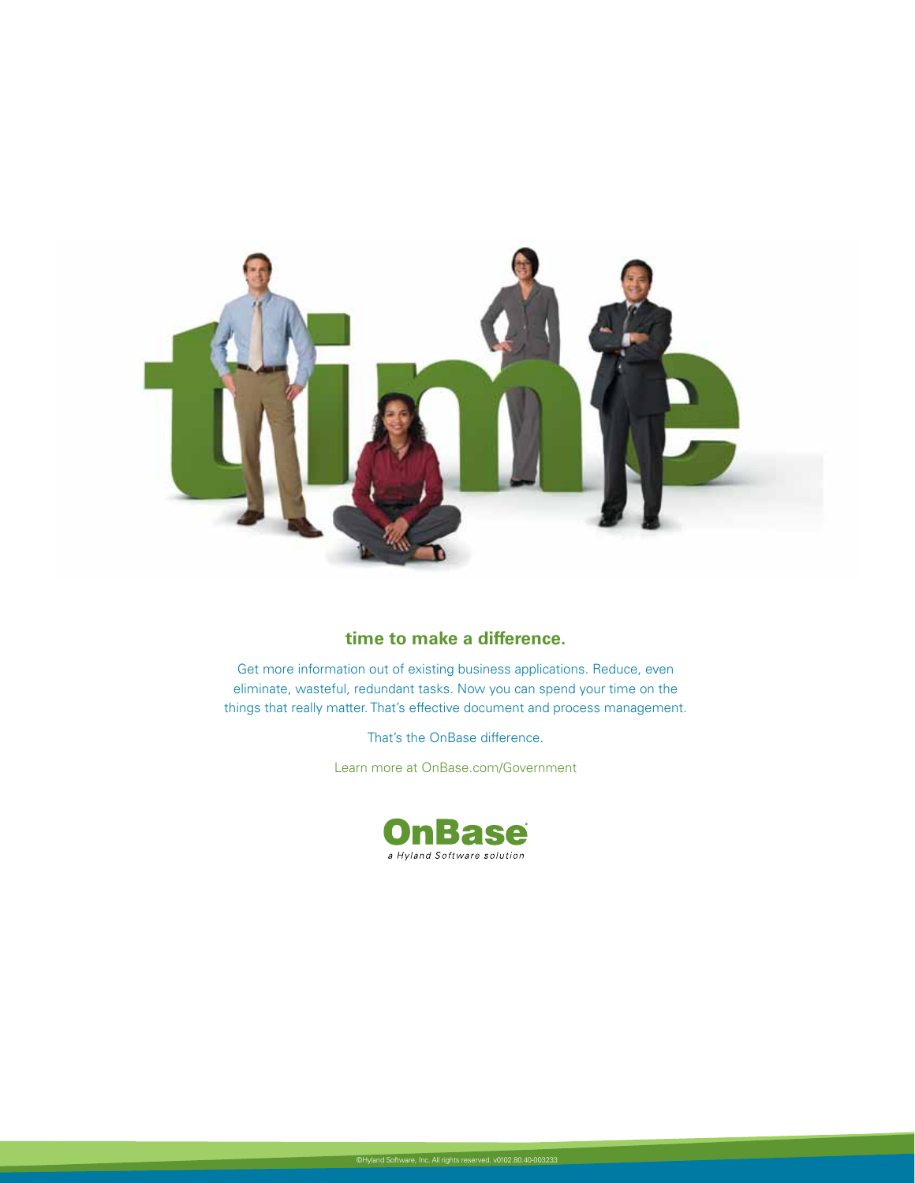**time to make a difference.**

Get more information out of existing business applications. Reduce, even eliminate, wasteful, redundant tasks. Now you can spend your time on the things that really matter. That's effective document and process management.

That's the OnBase difference.

Learn more at OnBase.com/Government

**OnBase**
*a Hyland Software solution*

©Hyland Software, Inc. All rights reserved. v0102.80.40-003233